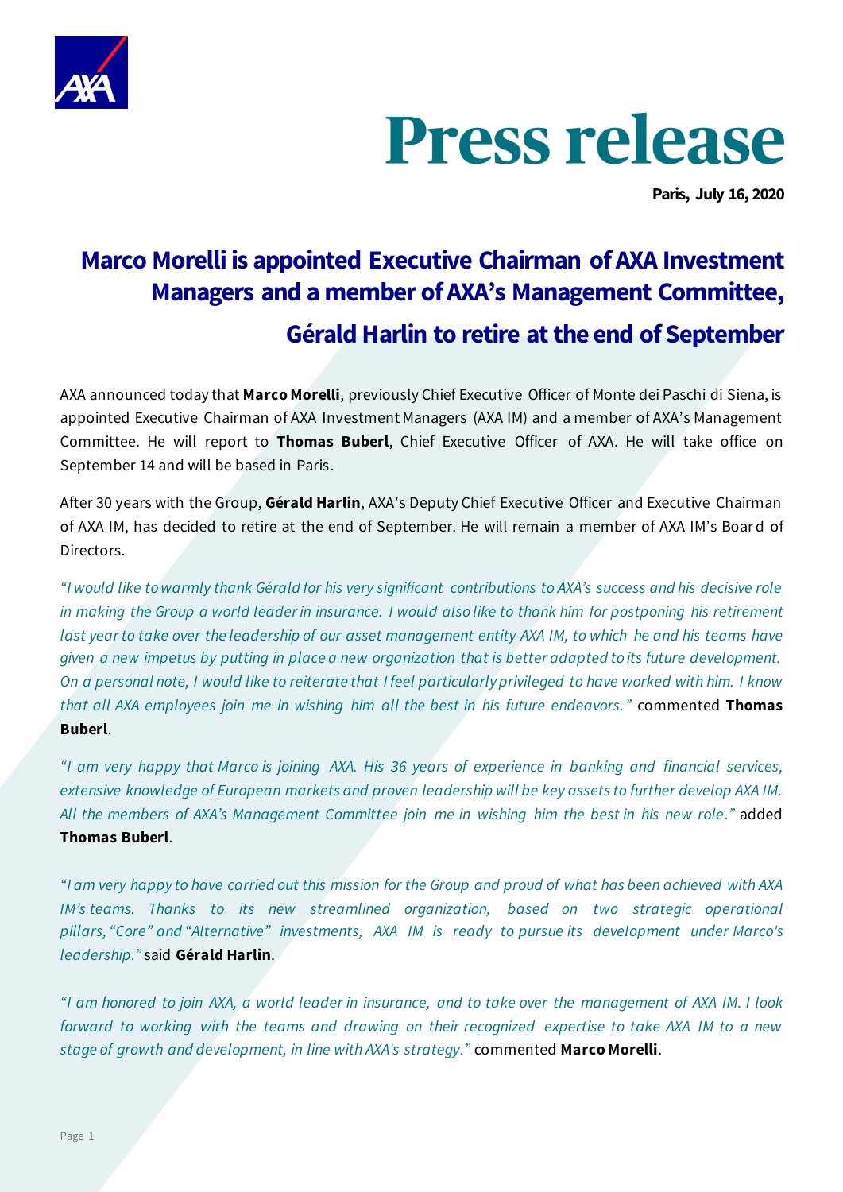# Press release

**Paris, July 16, 2020**

## Marco Morelli is appointed Executive Chairman of AXA Investment Managers and a member of AXA's Management Committee,

## Gérald Harlin to retire at the end of September

AXA announced today that **Marco Morelli**, previously Chief Executive Officer of Monte dei Paschi di Siena, is appointed Executive Chairman of AXA Investment Managers (AXA IM) and a member of AXA's Management Committee. He will report to **Thomas Buberl**, Chief Executive Officer of AXA. He will take office on September 14 and will be based in Paris.

After 30 years with the Group, **Gérald Harlin**, AXA's Deputy Chief Executive Officer and Executive Chairman of AXA IM, has decided to retire at the end of September. He will remain a member of AXA IM's Board of Directors.

*"I would like to warmly thank Gérald for his very significant contributions to AXA's success and his decisive role in making the Group a world leader in insurance. I would also like to thank him for postponing his retirement last year to take over the leadership of our asset management entity AXA IM, to which he and his teams have given a new impetus by putting in place a new organization that is better adapted to its future development. On a personal note, I would like to reiterate that I feel particularly privileged to have worked with him. I know that all AXA employees join me in wishing him all the best in his future endeavors."* commented **Thomas Buberl**.

*"I am very happy that Marco is joining AXA. His 36 years of experience in banking and financial services, extensive knowledge of European markets and proven leadership will be key assets to further develop AXA IM. All the members of AXA's Management Committee join me in wishing him the best in his new role."* added **Thomas Buberl**.

*"I am very happy to have carried out this mission for the Group and proud of what has been achieved with AXA IM's teams. Thanks to its new streamlined organization, based on two strategic operational pillars, "Core" and "Alternative" investments, AXA IM is ready to pursue its development under Marco's leadership."* said **Gérald Harlin**.

*"I am honored to join AXA, a world leader in insurance, and to take over the management of AXA IM. I look forward to working with the teams and drawing on their recognized expertise to take AXA IM to a new stage of growth and development, in line with AXA's strategy."* commented **Marco Morelli**.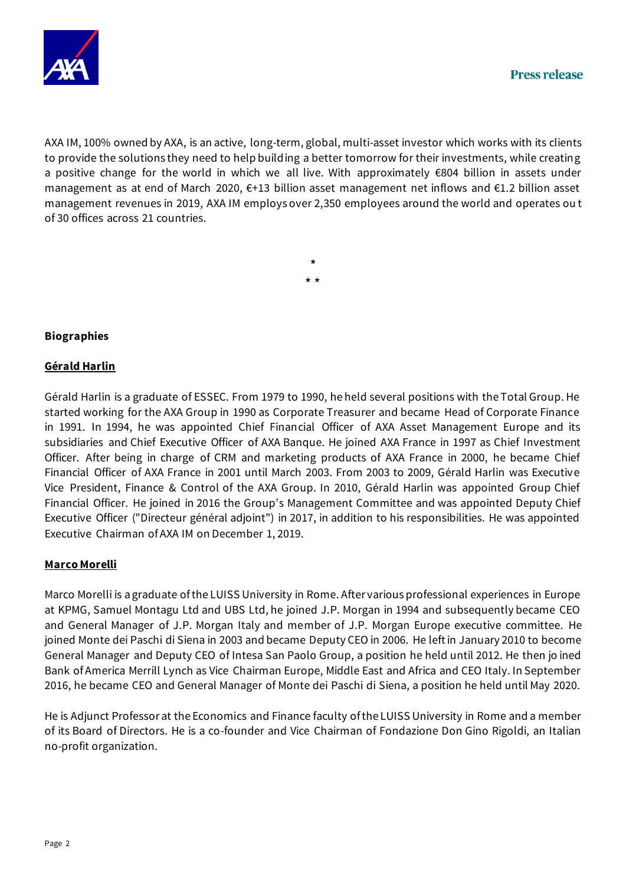AXA IM, 100% owned by AXA, is an active, long-term, global, multi-asset investor which works with its clients to provide the solutions they need to help building a better tomorrow for their investments, while creating a positive change for the world in which we all live. With approximately €804 billion in assets under management as at end of March 2020, €+13 billion asset management net inflows and €1.2 billion asset management revenues in 2019, AXA IM employs over 2,350 employees around the world and operates out of 30 offices across 21 countries.

*

* *

**Biographies**

**Gérald Harlin**

Gérald Harlin is a graduate of ESSEC. From 1979 to 1990, he held several positions with the Total Group. He started working for the AXA Group in 1990 as Corporate Treasurer and became Head of Corporate Finance in 1991. In 1994, he was appointed Chief Financial Officer of AXA Asset Management Europe and its subsidiaries and Chief Executive Officer of AXA Banque. He joined AXA France in 1997 as Chief Investment Officer. After being in charge of CRM and marketing products of AXA France in 2000, he became Chief Financial Officer of AXA France in 2001 until March 2003. From 2003 to 2009, Gérald Harlin was Executive Vice President, Finance & Control of the AXA Group. In 2010, Gérald Harlin was appointed Group Chief Financial Officer. He joined in 2016 the Group's Management Committee and was appointed Deputy Chief Executive Officer ("Directeur général adjoint") in 2017, in addition to his responsibilities. He was appointed Executive Chairman of AXA IM on December 1, 2019.

**Marco Morelli**

Marco Morelli is a graduate of the LUISS University in Rome. After various professional experiences in Europe at KPMG, Samuel Montagu Ltd and UBS Ltd, he joined J.P. Morgan in 1994 and subsequently became CEO and General Manager of J.P. Morgan Italy and member of J.P. Morgan Europe executive committee. He joined Monte dei Paschi di Siena in 2003 and became Deputy CEO in 2006. He left in January 2010 to become General Manager and Deputy CEO of Intesa San Paolo Group, a position he held until 2012. He then joined Bank of America Merrill Lynch as Vice Chairman Europe, Middle East and Africa and CEO Italy. In September 2016, he became CEO and General Manager of Monte dei Paschi di Siena, a position he held until May 2020.

He is Adjunct Professor at the Economics and Finance faculty of the LUISS University in Rome and a member of its Board of Directors. He is a co-founder and Vice Chairman of Fondazione Don Gino Rigoldi, an Italian no-profit organization.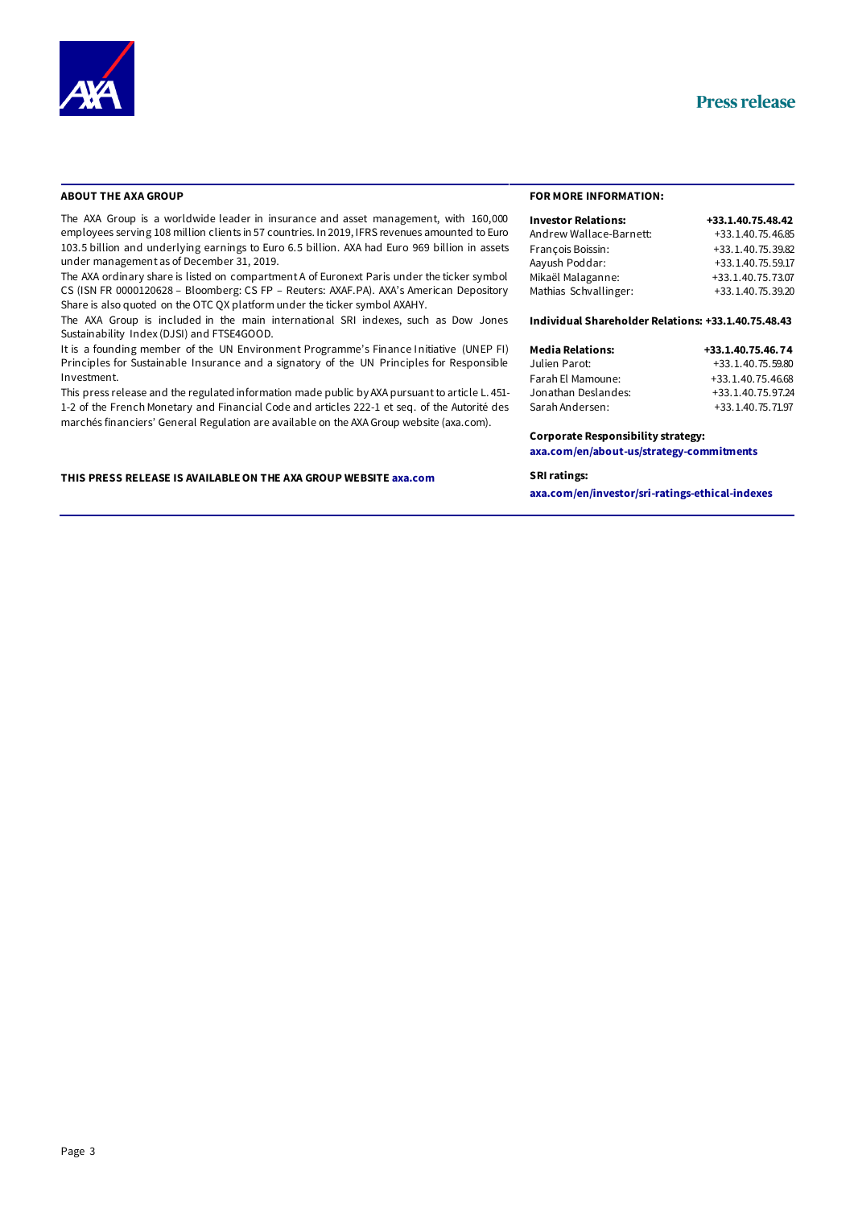## ABOUT THE AXA GROUP

The AXA Group is a worldwide leader in insurance and asset management, with 160,000 employees serving 108 million clients in 57 countries. In 2019, IFRS revenues amounted to Euro 103.5 billion and underlying earnings to Euro 6.5 billion. AXA had Euro 969 billion in assets under management as of December 31, 2019.

The AXA ordinary share is listed on compartment A of Euronext Paris under the ticker symbol CS (ISN FR 0000120628 – Bloomberg: CS FP – Reuters: AXAF.PA). AXA's American Depository Share is also quoted on the OTC QX platform under the ticker symbol AXAHY.

The AXA Group is included in the main international SRI indexes, such as Dow Jones Sustainability Index (DJSI) and FTSE4GOOD.

It is a founding member of the UN Environment Programme's Finance Initiative (UNEP FI) Principles for Sustainable Insurance and a signatory of the UN Principles for Responsible Investment.

This press release and the regulated information made public by AXA pursuant to article L. 451-1-2 of the French Monetary and Financial Code and articles 222-1 et seq. of the Autorité des marchés financiers' General Regulation are available on the AXA Group website (axa.com).

**THIS PRESS RELEASE IS AVAILABLE ON THE AXA GROUP WEBSITE axa.com**

## FOR MORE INFORMATION:

| | |
|---|---|
| **Investor Relations:** | **+33.1.40.75.48.42** |
| Andrew Wallace-Barnett: | +33.1.40.75.46.85 |
| François Boissin: | +33.1.40.75.39.82 |
| Aayush Poddar: | +33.1.40.75.59.17 |
| Mikaël Malaganne: | +33.1.40.75.73.07 |
| Mathias Schvallinger: | +33.1.40.75.39.20 |

**Individual Shareholder Relations: +33.1.40.75.48.43**

| | |
|---|---|
| **Media Relations:** | **+33.1.40.75.46.74** |
| Julien Parot: | +33.1.40.75.59.80 |
| Farah El Mamoune: | +33.1.40.75.46.68 |
| Jonathan Deslandes: | +33.1.40.75.97.24 |
| Sarah Andersen: | +33.1.40.75.71.97 |

**Corporate Responsibility strategy:**
**axa.com/en/about-us/strategy-commitments**

**SRI ratings:**
**axa.com/en/investor/sri-ratings-ethical-indexes**